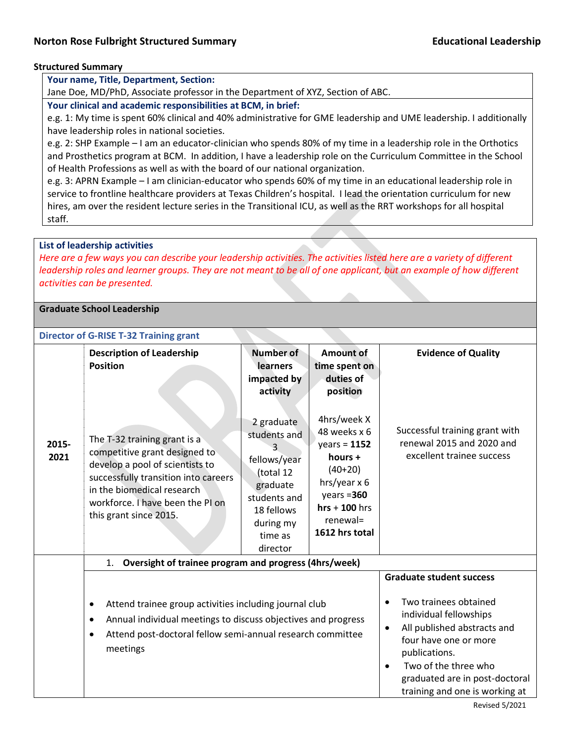## Norton Rose Fulbright Structured Summary

**Educational Leadership**

**Structured Summary**

**Your name, Title, Department, Section:**

Jane Doe, MD/PhD, Associate professor in the Department of XYZ, Section of ABC.

**Your clinical and academic responsibilities at BCM, in brief:**

e.g. 1: My time is spent 60% clinical and 40% administrative for GME leadership and UME leadership. I additionally have leadership roles in national societies.

e.g. 2: SHP Example – I am an educator-clinician who spends 80% of my time in a leadership role in the Orthotics and Prosthetics program at BCM. In addition, I have a leadership role on the Curriculum Committee in the School of Health Professions as well as with the board of our national organization.

e.g. 3: APRN Example – I am clinician-educator who spends 60% of my time in an educational leadership role in service to frontline healthcare providers at Texas Children's hospital. I lead the orientation curriculum for new hires, am over the resident lecture series in the Transitional ICU, as well as the RRT workshops for all hospital staff.

**List of leadership activities**

*Here are a few ways you can describe your leadership activities. The activities listed here are a variety of different leadership roles and learner groups. They are not meant to be all of one applicant, but an example of how different activities can be presented.*

**Graduate School Leadership**

**Director of G-RISE T-32 Training grant**

| | Description of Leadership Position | Number of learners impacted by activity | Amount of time spent on duties of position | Evidence of Quality |
|---|---|---|---|---|
| **2015-2021** | The T-32 training grant is a competitive grant designed to develop a pool of scientists to successfully transition into careers in the biomedical research workforce. I have been the PI on this grant since 2015. | 2 graduate students and 3 fellows/year (total 12 graduate students and 18 fellows during my time as director | 4hrs/week X 48 weeks x 6 years = **1152 hours +** (40+20) hrs/year x 6 years =**360 hrs** + **100** hrs renewal= **1612 hrs total** | Successful training grant with renewal 2015 and 2020 and excellent trainee success |

1. **Oversight of trainee program and progress (4hrs/week)**

- Attend trainee group activities including journal club
- Annual individual meetings to discuss objectives and progress
- Attend post-doctoral fellow semi-annual research committee meetings

**Graduate student success**

- Two trainees obtained individual fellowships
- All published abstracts and four have one or more publications.
- Two of the three who graduated are in post-doctoral training and one is working at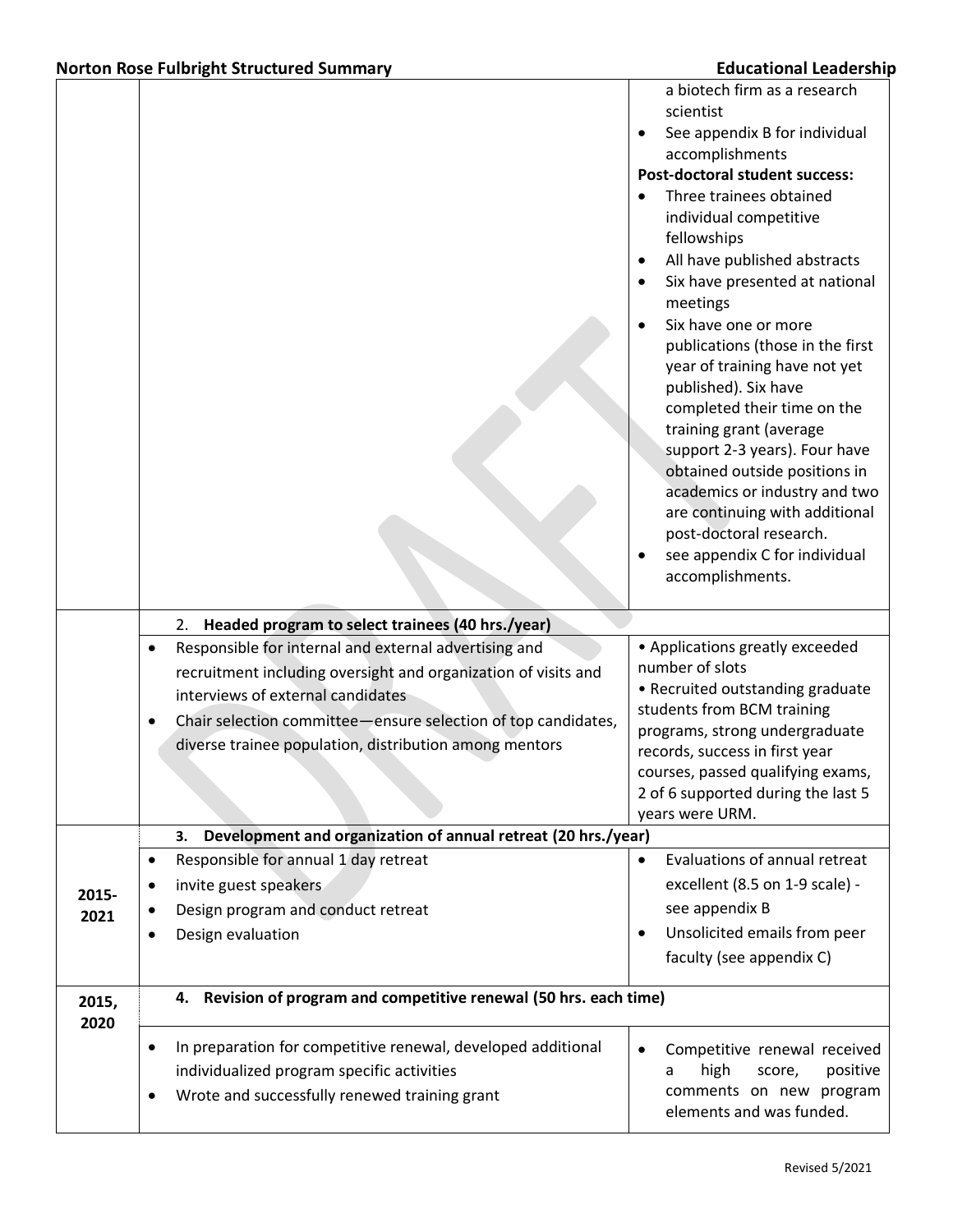| | | |
|---|---|---|
| | | a biotech firm as a research scientist<br>• See appendix B for individual accomplishments<br>**Post-doctoral student success:**<br>• Three trainees obtained individual competitive fellowships<br>• All have published abstracts<br>• Six have presented at national meetings<br>• Six have one or more publications (those in the first year of training have not yet published). Six have completed their time on the training grant (average support 2-3 years). Four have obtained outside positions in academics or industry and two are continuing with additional post-doctoral research.<br>• see appendix C for individual accomplishments. |
| | 2. **Headed program to select trainees (40 hrs./year)** | |
| | • Responsible for internal and external advertising and recruitment including oversight and organization of visits and interviews of external candidates<br>• Chair selection committee—ensure selection of top candidates, diverse trainee population, distribution among mentors | • Applications greatly exceeded number of slots<br>• Recruited outstanding graduate students from BCM training programs, strong undergraduate records, success in first year courses, passed qualifying exams, 2 of 6 supported during the last 5 years were URM. |
| | 3. **Development and organization of annual retreat (20 hrs./year)** | |
| 2015-2021 | • Responsible for annual 1 day retreat<br>• invite guest speakers<br>• Design program and conduct retreat<br>• Design evaluation | • Evaluations of annual retreat excellent (8.5 on 1-9 scale) - see appendix B<br>• Unsolicited emails from peer faculty (see appendix C) |
| 2015, 2020 | 4. **Revision of program and competitive renewal (50 hrs. each time)** | |
| | • In preparation for competitive renewal, developed additional individualized program specific activities<br>• Wrote and successfully renewed training grant | • Competitive renewal received a high score, positive comments on new program elements and was funded. |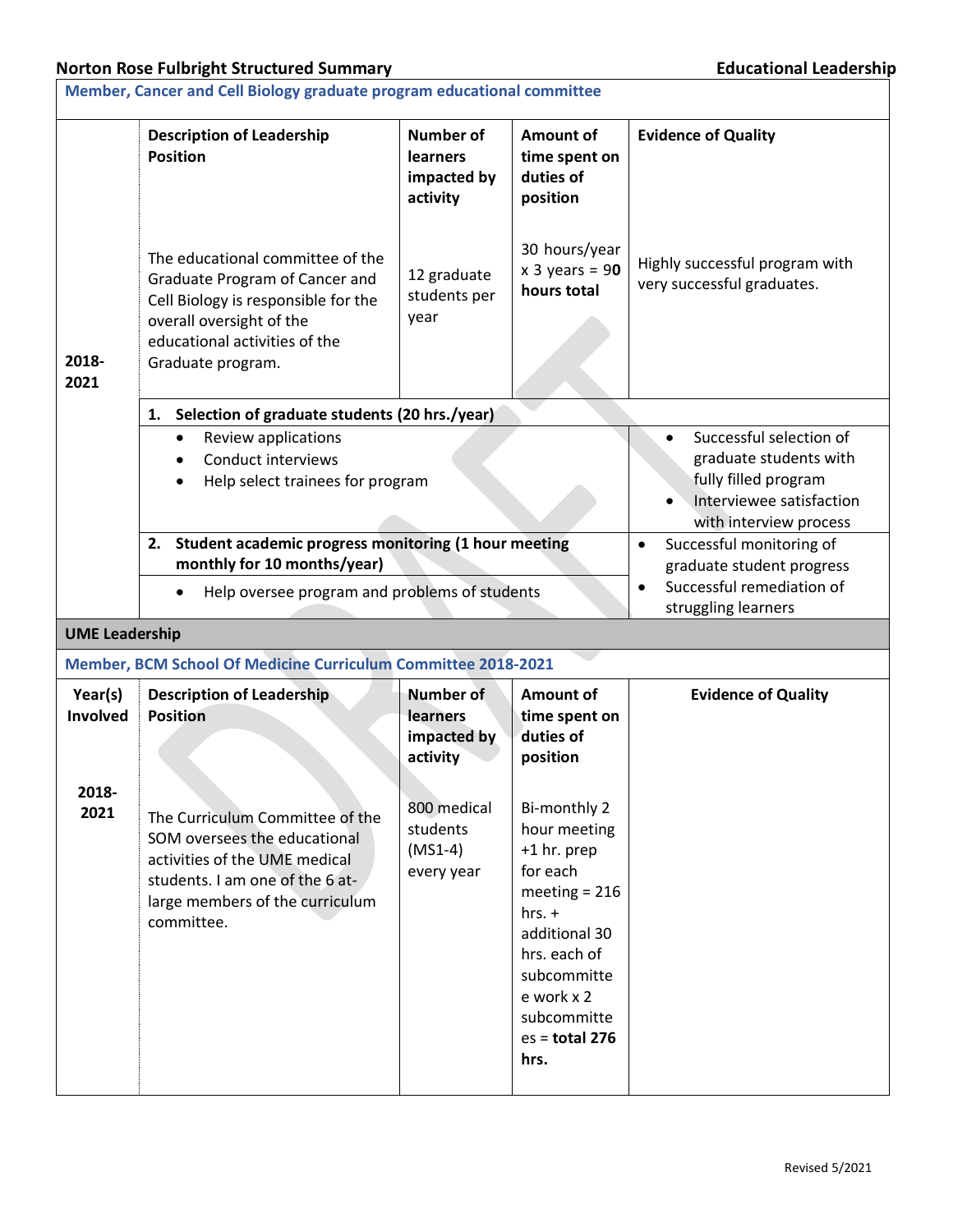**Member, Cancer and Cell Biology graduate program educational committee**

| | Description of Leadership Position | Number of learners impacted by activity | Amount of time spent on duties of position | Evidence of Quality |
|---|---|---|---|---|
| 2018-2021 | The educational committee of the Graduate Program of Cancer and Cell Biology is responsible for the overall oversight of the educational activities of the Graduate program. | 12 graduate students per year | 30 hours/year x 3 years = **90 hours total** | Highly successful program with very successful graduates. |
| | **1. Selection of graduate students (20 hrs./year)**<br>• Review applications<br>• Conduct interviews<br>• Help select trainees for program | | | • Successful selection of graduate students with fully filled program<br>• Interviewee satisfaction with interview process |
| | **2. Student academic progress monitoring (1 hour meeting monthly for 10 months/year)**<br>• Help oversee program and problems of students | | | • Successful monitoring of graduate student progress<br>• Successful remediation of struggling learners |

**UME Leadership**

**Member, BCM School Of Medicine Curriculum Committee 2018-2021**

| Year(s) Involved | Description of Leadership Position | Number of learners impacted by activity | Amount of time spent on duties of position | Evidence of Quality |
|---|---|---|---|---|
| 2018-2021 | The Curriculum Committee of the SOM oversees the educational activities of the UME medical students. I am one of the 6 at-large members of the curriculum committee. | 800 medical students (MS1-4) every year | Bi-monthly 2 hour meeting +1 hr. prep for each meeting = 216 hrs. + additional 30 hrs. each of subcommittee work x 2 subcommittees = **total 276 hrs.** | |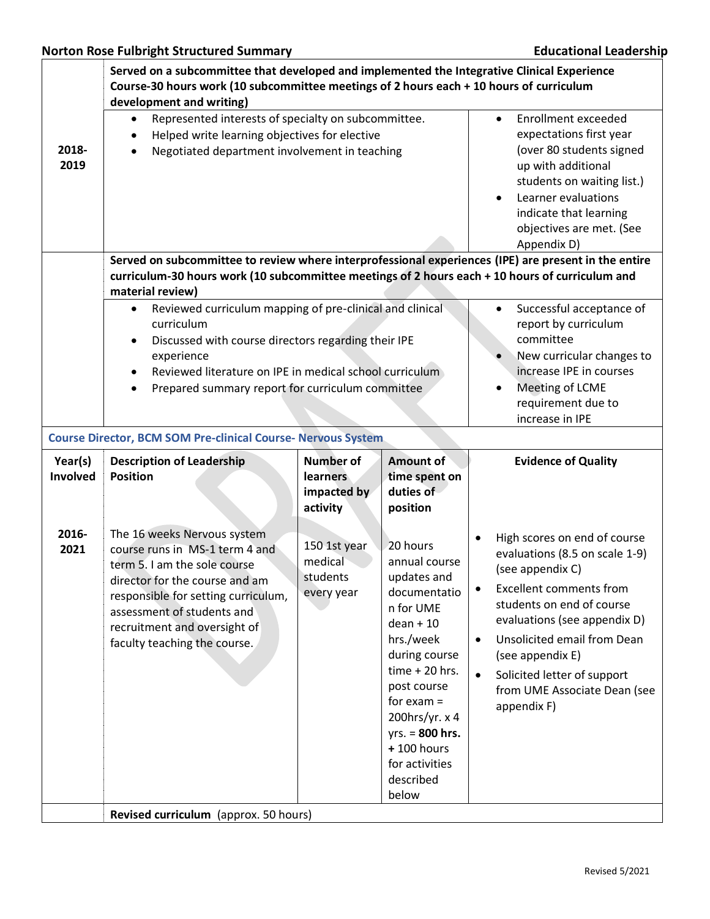| | | | | |
|---|---|---|---|---|
| 2018-2019 | **Served on a subcommittee that developed and implemented the Integrative Clinical Experience Course-30 hours work (10 subcommittee meetings of 2 hours each + 10 hours of curriculum development and writing)** | | | |
| | • Represented interests of specialty on subcommittee.<br>• Helped write learning objectives for elective<br>• Negotiated department involvement in teaching | | | • Enrollment exceeded expectations first year (over 80 students signed up with additional students on waiting list.)<br>• Learner evaluations indicate that learning objectives are met. (See Appendix D) |
| | **Served on subcommittee to review where interprofessional experiences (IPE) are present in the entire curriculum-30 hours work (10 subcommittee meetings of 2 hours each + 10 hours of curriculum and material review)** | | | |
| | • Reviewed curriculum mapping of pre-clinical and clinical curriculum<br>• Discussed with course directors regarding their IPE experience<br>• Reviewed literature on IPE in medical school curriculum<br>• Prepared summary report for curriculum committee | | | • Successful acceptance of report by curriculum committee<br>• New curricular changes to increase IPE in courses<br>• Meeting of LCME requirement due to increase in IPE |

**Course Director, BCM SOM Pre-clinical Course- Nervous System**

| Year(s) Involved | Description of Leadership Position | Number of learners impacted by activity | Amount of time spent on duties of position | Evidence of Quality |
|---|---|---|---|---|
| 2016-2021 | The 16 weeks Nervous system course runs in MS-1 term 4 and term 5. I am the sole course director for the course and am responsible for setting curriculum, assessment of students and recruitment and oversight of faculty teaching the course. | 150 1st year medical students every year | 20 hours annual course updates and documentation for UME dean + 10 hrs./week during course time + 20 hrs. post course for exam = 200hrs/yr. x 4 yrs. = **800 hrs.** + 100 hours for activities described below | • High scores on end of course evaluations (8.5 on scale 1-9) (see appendix C)<br>• Excellent comments from students on end of course evaluations (see appendix D)<br>• Unsolicited email from Dean (see appendix E)<br>• Solicited letter of support from UME Associate Dean (see appendix F) |
| | **Revised curriculum** (approx. 50 hours) | | | |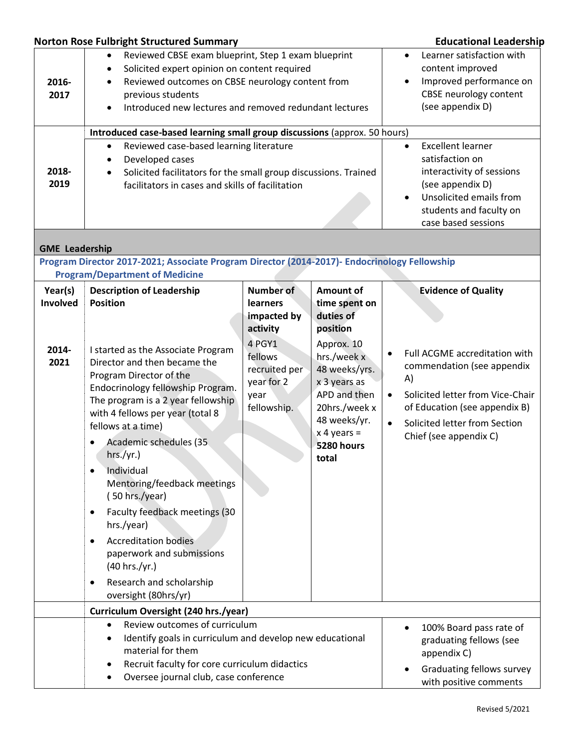| | | |
|---|---|---|
| **2016-2017** | • Reviewed CBSE exam blueprint, Step 1 exam blueprint<br>• Solicited expert opinion on content required<br>• Reviewed outcomes on CBSE neurology content from previous students<br>• Introduced new lectures and removed redundant lectures | • Learner satisfaction with content improved<br>• Improved performance on CBSE neurology content (see appendix D) |
| | **Introduced case-based learning small group discussions** (approx. 50 hours) | |
| **2018-2019** | • Reviewed case-based learning literature<br>• Developed cases<br>• Solicited facilitators for the small group discussions. Trained facilitators in cases and skills of facilitation | • Excellent learner satisfaction on interactivity of sessions (see appendix D)<br>• Unsolicited emails from students and faculty on case based sessions |

## GME Leadership

**Program Director 2017-2021; Associate Program Director (2014-2017)- Endocrinology Fellowship Program/Department of Medicine**

| Year(s) Involved | Description of Leadership Position | Number of learners impacted by activity | Amount of time spent on duties of position | Evidence of Quality |
|---|---|---|---|---|
| **2014-2021** | I started as the Associate Program Director and then became the Program Director of the Endocrinology fellowship Program. The program is a 2 year fellowship with 4 fellows per year (total 8 fellows at a time)<br>• Academic schedules (35 hrs./yr.)<br>• Individual Mentoring/feedback meetings ( 50 hrs./year)<br>• Faculty feedback meetings (30 hrs./year)<br>• Accreditation bodies paperwork and submissions (40 hrs./yr.)<br>• Research and scholarship oversight (80hrs/yr) | 4 PGY1 fellows recruited per year for 2 year fellowship. | Approx. 10 hrs./week x 48 weeks/yrs. x 3 years as APD and then 20hrs./week x 48 weeks/yr. x 4 years = **5280 hours total** | • Full ACGME accreditation with commendation (see appendix A)<br>• Solicited letter from Vice-Chair of Education (see appendix B)<br>• Solicited letter from Section Chief (see appendix C) |
| | **Curriculum Oversight (240 hrs./year)** | | | |
| | • Review outcomes of curriculum<br>• Identify goals in curriculum and develop new educational material for them<br>• Recruit faculty for core curriculum didactics<br>• Oversee journal club, case conference | | | • 100% Board pass rate of graduating fellows (see appendix C)<br>• Graduating fellows survey with positive comments |

Revised 5/2021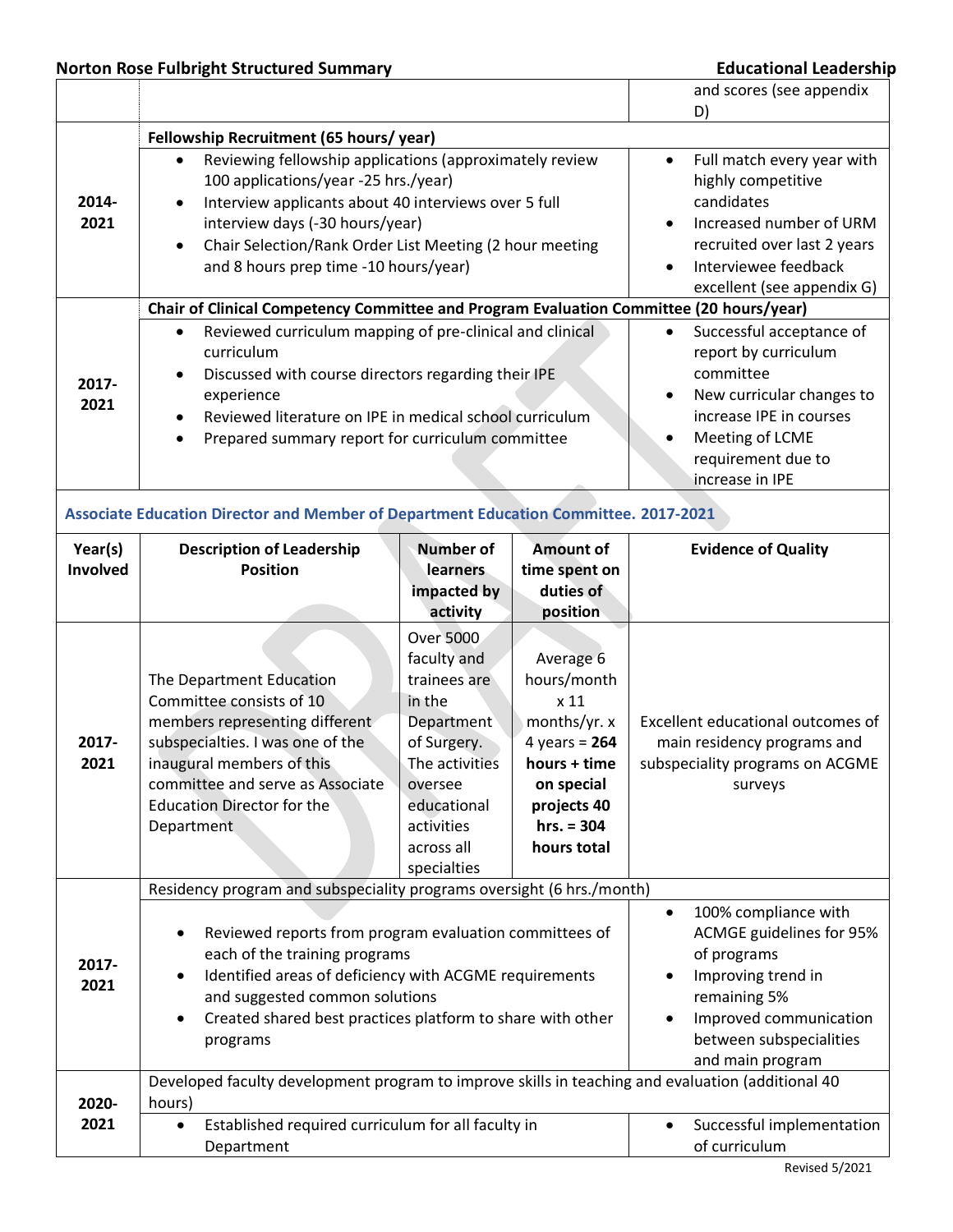| | | and scores (see appendix D) |
|---|---|---|
| | **Fellowship Recruitment (65 hours/ year)** | |
| 2014-2021 | • Reviewing fellowship applications (approximately review 100 applications/year -25 hrs./year)<br>• Interview applicants about 40 interviews over 5 full interview days (-30 hours/year)<br>• Chair Selection/Rank Order List Meeting (2 hour meeting and 8 hours prep time -10 hours/year) | • Full match every year with highly competitive candidates<br>• Increased number of URM recruited over last 2 years<br>• Interviewee feedback excellent (see appendix G) |
| | **Chair of Clinical Competency Committee and Program Evaluation Committee (20 hours/year)** | |
| 2017-2021 | • Reviewed curriculum mapping of pre-clinical and clinical curriculum<br>• Discussed with course directors regarding their IPE experience<br>• Reviewed literature on IPE in medical school curriculum<br>• Prepared summary report for curriculum committee | • Successful acceptance of report by curriculum committee<br>• New curricular changes to increase IPE in courses<br>• Meeting of LCME requirement due to increase in IPE |

**Associate Education Director and Member of Department Education Committee. 2017-2021**

| Year(s) Involved | Description of Leadership Position | Number of learners impacted by activity | Amount of time spent on duties of position | Evidence of Quality |
|---|---|---|---|---|
| 2017-2021 | The Department Education Committee consists of 10 members representing different subspecialties. I was one of the inaugural members of this committee and serve as Associate Education Director for the Department | Over 5000 faculty and trainees are in the Department of Surgery. The activities oversee educational activities across all specialties | Average 6 hours/month x 11 months/yr. x 4 years = **264 hours + time on special projects 40 hrs. = 304 hours total** | Excellent educational outcomes of main residency programs and subspeciality programs on ACGME surveys |
| | Residency program and subspeciality programs oversight (6 hrs./month) | | | |
| 2017-2021 | • Reviewed reports from program evaluation committees of each of the training programs<br>• Identified areas of deficiency with ACGME requirements and suggested common solutions<br>• Created shared best practices platform to share with other programs | | | • 100% compliance with ACMGE guidelines for 95% of programs<br>• Improving trend in remaining 5%<br>• Improved communication between subspecialities and main program |
| 2020-2021 | Developed faculty development program to improve skills in teaching and evaluation (additional 40 hours) | | | |
| | • Established required curriculum for all faculty in Department | | | • Successful implementation of curriculum |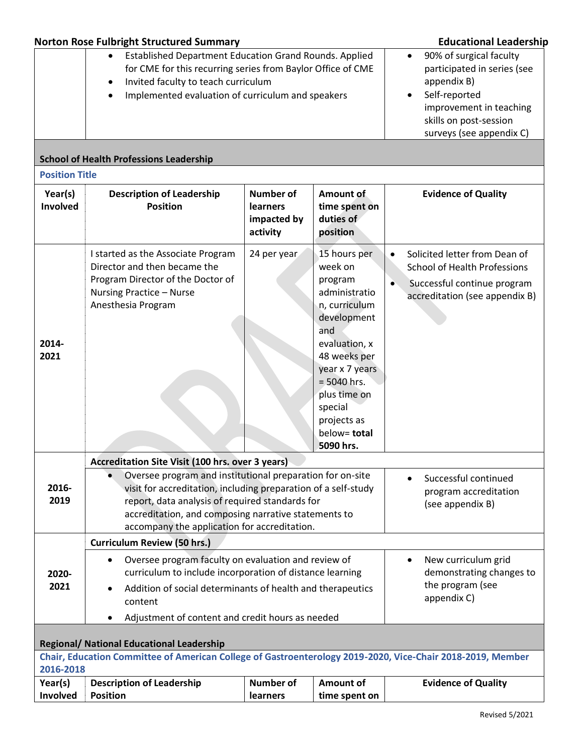| | Description | | | Evidence of Quality |
|---|---|---|---|---|
| | • Established Department Education Grand Rounds. Applied for CME for this recurring series from Baylor Office of CME<br>• Invited faculty to teach curriculum<br>• Implemented evaluation of curriculum and speakers | | | • 90% of surgical faculty participated in series (see appendix B)<br>• Self-reported improvement in teaching skills on post-session surveys (see appendix C) |

## School of Health Professions Leadership

**Position Title**

| Year(s) Involved | Description of Leadership Position | Number of learners impacted by activity | Amount of time spent on duties of position | Evidence of Quality |
|---|---|---|---|---|
| 2014-2021 | I started as the Associate Program Director and then became the Program Director of the Doctor of Nursing Practice – Nurse Anesthesia Program | 24 per year | 15 hours per week on program administration, curriculum development and evaluation, x 48 weeks per year x 7 years = 5040 hrs. plus time on special projects as below= **total 5090 hrs.** | • Solicited letter from Dean of School of Health Professions<br>• Successful continue program accreditation (see appendix B) |
| 2016-2019 | **Accreditation Site Visit (100 hrs. over 3 years)**<br>• Oversee program and institutional preparation for on-site visit for accreditation, including preparation of a self-study report, data analysis of required standards for accreditation, and composing narrative statements to accompany the application for accreditation. | | | • Successful continued program accreditation (see appendix B) |
| 2020-2021 | **Curriculum Review (50 hrs.)**<br>• Oversee program faculty on evaluation and review of curriculum to include incorporation of distance learning<br>• Addition of social determinants of health and therapeutics content<br>• Adjustment of content and credit hours as needed | | | • New curriculum grid demonstrating changes to the program (see appendix C) |

## Regional/ National Educational Leadership

**Chair, Education Committee of American College of Gastroenterology 2019-2020, Vice-Chair 2018-2019, Member 2016-2018**

| Year(s) Involved | Description of Leadership Position | Number of learners | Amount of time spent on | Evidence of Quality |
|---|---|---|---|---|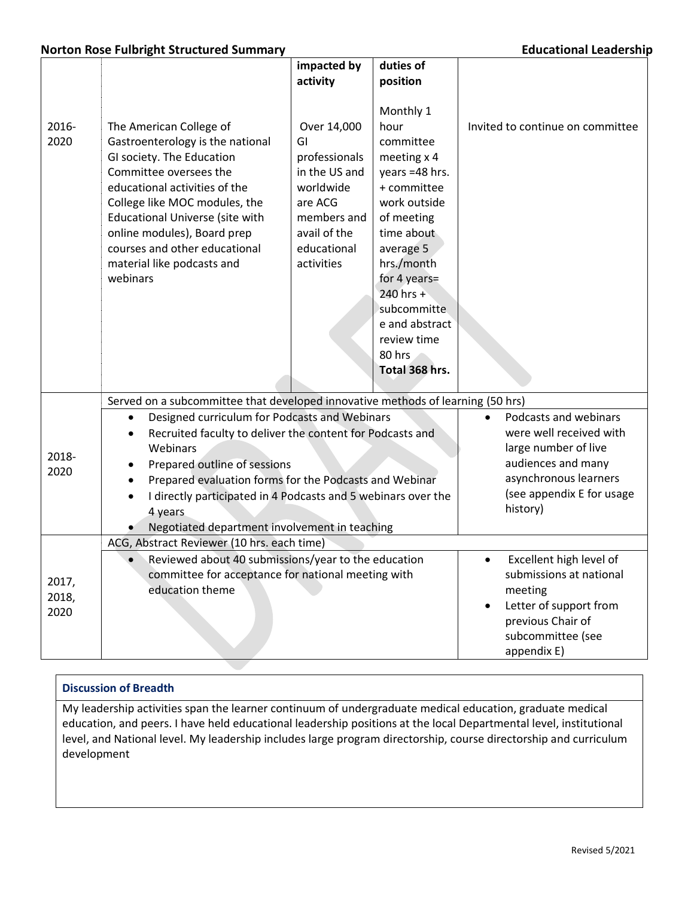| | | impacted by activity | duties of position | |
|---|---|---|---|---|
| 2016-2020 | The American College of Gastroenterology is the national GI society. The Education Committee oversees the educational activities of the College like MOC modules, the Educational Universe (site with online modules), Board prep courses and other educational material like podcasts and webinars | Over 14,000 GI professionals in the US and worldwide are ACG members and avail of the educational activities | Monthly 1 hour committee meeting x 4 years =48 hrs. + committee work outside of meeting time about average 5 hrs./month for 4 years= 240 hrs + subcommittee and abstract review time 80 hrs **Total 368 hrs.** | Invited to continue on committee |
| 2018-2020 | Served on a subcommittee that developed innovative methods of learning (50 hrs)<br>• Designed curriculum for Podcasts and Webinars<br>• Recruited faculty to deliver the content for Podcasts and Webinars<br>• Prepared outline of sessions<br>• Prepared evaluation forms for the Podcasts and Webinar<br>• I directly participated in 4 Podcasts and 5 webinars over the 4 years<br>• Negotiated department involvement in teaching | | | • Podcasts and webinars were well received with large number of live audiences and many asynchronous learners (see appendix E for usage history) |
| 2017, 2018, 2020 | ACG, Abstract Reviewer (10 hrs. each time)<br>• Reviewed about 40 submissions/year to the education committee for acceptance for national meeting with education theme | | | • Excellent high level of submissions at national meeting<br>• Letter of support from previous Chair of subcommittee (see appendix E) |

**Discussion of Breadth**

My leadership activities span the learner continuum of undergraduate medical education, graduate medical education, and peers. I have held educational leadership positions at the local Departmental level, institutional level, and National level. My leadership includes large program directorship, course directorship and curriculum development